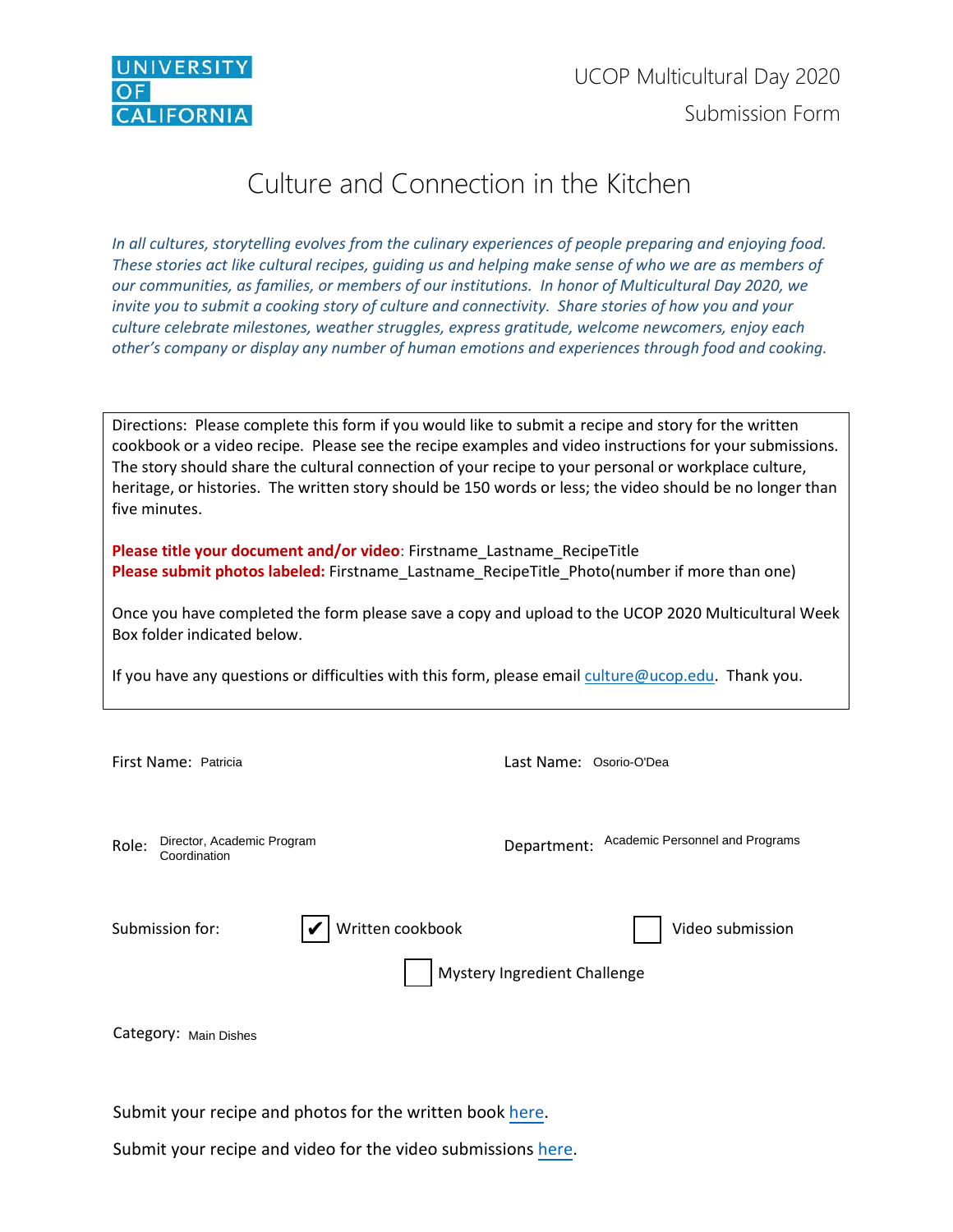UNIVERSITY OF CALIFORNIA

UCOP Multicultural Day 2020

Submission Form

# Culture and Connection in the Kitchen

*In all cultures, storytelling evolves from the culinary experiences of people preparing and enjoying food. These stories act like cultural recipes, guiding us and helping make sense of who we are as members of our communities, as families, or members of our institutions. In honor of Multicultural Day 2020, we invite you to submit a cooking story of culture and connectivity. Share stories of how you and your culture celebrate milestones, weather struggles, express gratitude, welcome newcomers, enjoy each other's company or display any number of human emotions and experiences through food and cooking.*

Directions: Please complete this form if you would like to submit a recipe and story for the written cookbook or a video recipe. Please see the recipe examples and video instructions for your submissions. The story should share the cultural connection of your recipe to your personal or workplace culture, heritage, or histories. The written story should be 150 words or less; the video should be no longer than five minutes.

**Please title your document and/or video**: Firstname_Lastname_RecipeTitle
**Please submit photos labeled:** Firstname_Lastname_RecipeTitle_Photo(number if more than one)

Once you have completed the form please save a copy and upload to the UCOP 2020 Multicultural Week Box folder indicated below.

If you have any questions or difficulties with this form, please email culture@ucop.edu. Thank you.

First Name: Patricia

Last Name: Osorio-O'Dea

Role: Director, Academic Program Coordination

Department: Academic Personnel and Programs

Submission for:

- [x] Written cookbook
- [ ] Video submission
- [ ] Mystery Ingredient Challenge

Category: Main Dishes

Submit your recipe and photos for the written book here.

Submit your recipe and video for the video submissions here.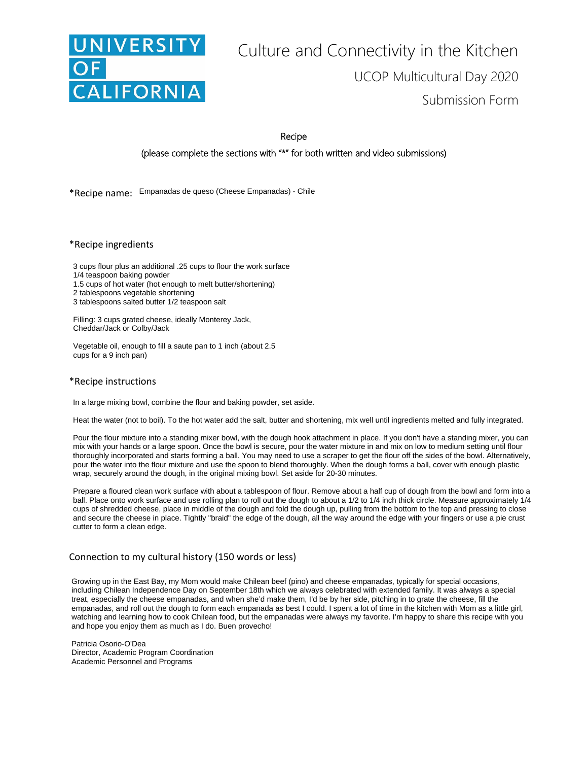UNIVERSITY OF CALIFORNIA

# Culture and Connectivity in the Kitchen

## UCOP Multicultural Day 2020

## Submission Form

Recipe

(please complete the sections with "*" for both written and video submissions)

*Recipe name: Empanadas de queso (Cheese Empanadas) - Chile

### *Recipe ingredients

3 cups flour plus an additional .25 cups to flour the work surface
1/4 teaspoon baking powder
1.5 cups of hot water (hot enough to melt butter/shortening)
2 tablespoons vegetable shortening
3 tablespoons salted butter 1/2 teaspoon salt

Filling: 3 cups grated cheese, ideally Monterey Jack, Cheddar/Jack or Colby/Jack

Vegetable oil, enough to fill a saute pan to 1 inch (about 2.5 cups for a 9 inch pan)

### *Recipe instructions

In a large mixing bowl, combine the flour and baking powder, set aside.

Heat the water (not to boil). To the hot water add the salt, butter and shortening, mix well until ingredients melted and fully integrated.

Pour the flour mixture into a standing mixer bowl, with the dough hook attachment in place. If you don't have a standing mixer, you can mix with your hands or a large spoon. Once the bowl is secure, pour the water mixture in and mix on low to medium setting until flour thoroughly incorporated and starts forming a ball. You may need to use a scraper to get the flour off the sides of the bowl. Alternatively, pour the water into the flour mixture and use the spoon to blend thoroughly. When the dough forms a ball, cover with enough plastic wrap, securely around the dough, in the original mixing bowl. Set aside for 20-30 minutes.

Prepare a floured clean work surface with about a tablespoon of flour. Remove about a half cup of dough from the bowl and form into a ball. Place onto work surface and use rolling plan to roll out the dough to about a 1/2 to 1/4 inch thick circle. Measure approximately 1/4 cups of shredded cheese, place in middle of the dough and fold the dough up, pulling from the bottom to the top and pressing to close and secure the cheese in place. Tightly "braid" the edge of the dough, all the way around the edge with your fingers or use a pie crust cutter to form a clean edge.

### Connection to my cultural history (150 words or less)

Growing up in the East Bay, my Mom would make Chilean beef (pino) and cheese empanadas, typically for special occasions, including Chilean Independence Day on September 18th which we always celebrated with extended family. It was always a special treat, especially the cheese empanadas, and when she'd make them, I'd be by her side, pitching in to grate the cheese, fill the empanadas, and roll out the dough to form each empanada as best I could. I spent a lot of time in the kitchen with Mom as a little girl, watching and learning how to cook Chilean food, but the empanadas were always my favorite. I'm happy to share this recipe with you and hope you enjoy them as much as I do. Buen provecho!

Patricia Osorio-O'Dea
Director, Academic Program Coordination
Academic Personnel and Programs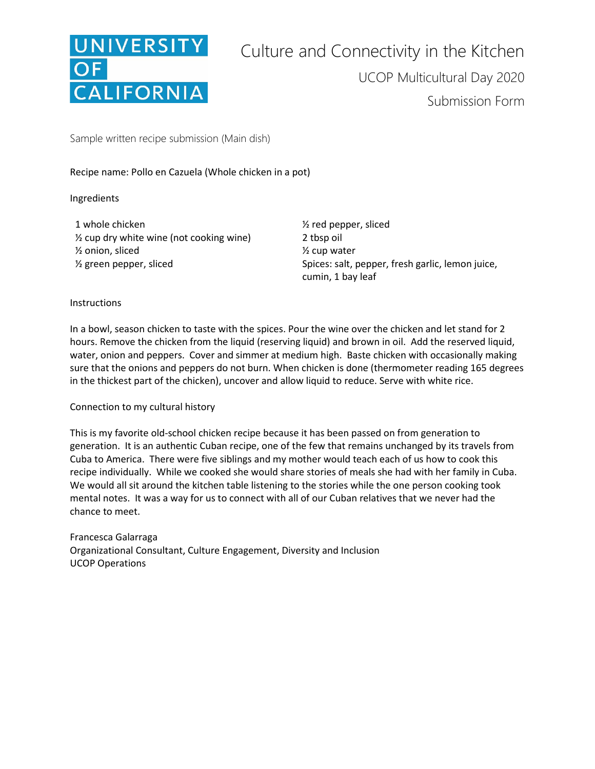UNIVERSITY OF CALIFORNIA

# Culture and Connectivity in the Kitchen

## UCOP Multicultural Day 2020

## Submission Form

Sample written recipe submission (Main dish)

Recipe name: Pollo en Cazuela (Whole chicken in a pot)

Ingredients

- 1 whole chicken
- ½ cup dry white wine (not cooking wine)
- ½ onion, sliced
- ½ green pepper, sliced
- ½ red pepper, sliced
- 2 tbsp oil
- ½ cup water
- Spices: salt, pepper, fresh garlic, lemon juice, cumin, 1 bay leaf

Instructions

In a bowl, season chicken to taste with the spices. Pour the wine over the chicken and let stand for 2 hours. Remove the chicken from the liquid (reserving liquid) and brown in oil. Add the reserved liquid, water, onion and peppers. Cover and simmer at medium high. Baste chicken with occasionally making sure that the onions and peppers do not burn. When chicken is done (thermometer reading 165 degrees in the thickest part of the chicken), uncover and allow liquid to reduce. Serve with white rice.

Connection to my cultural history

This is my favorite old-school chicken recipe because it has been passed on from generation to generation. It is an authentic Cuban recipe, one of the few that remains unchanged by its travels from Cuba to America. There were five siblings and my mother would teach each of us how to cook this recipe individually. While we cooked she would share stories of meals she had with her family in Cuba. We would all sit around the kitchen table listening to the stories while the one person cooking took mental notes. It was a way for us to connect with all of our Cuban relatives that we never had the chance to meet.

Francesca Galarraga
Organizational Consultant, Culture Engagement, Diversity and Inclusion
UCOP Operations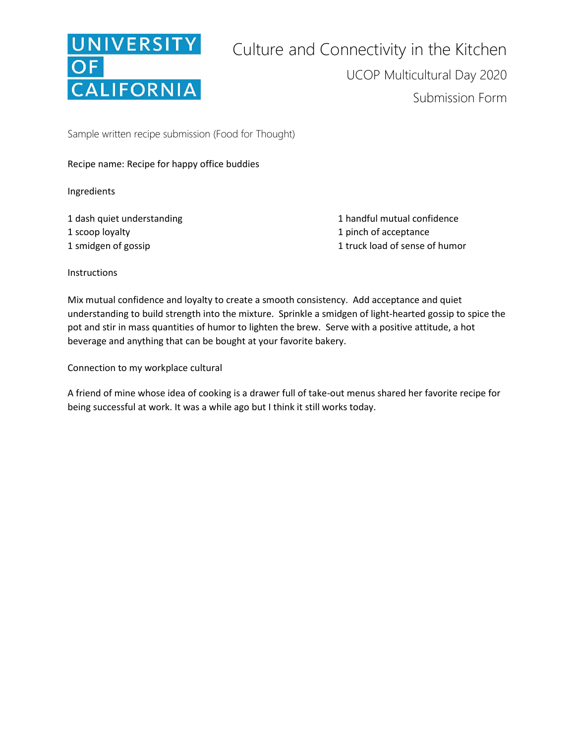UNIVERSITY OF CALIFORNIA

# Culture and Connectivity in the Kitchen

## UCOP Multicultural Day 2020

## Submission Form

Sample written recipe submission (Food for Thought)

Recipe name: Recipe for happy office buddies

Ingredients

- 1 dash quiet understanding
- 1 scoop loyalty
- 1 smidgen of gossip
- 1 handful mutual confidence
- 1 pinch of acceptance
- 1 truck load of sense of humor

Instructions

Mix mutual confidence and loyalty to create a smooth consistency. Add acceptance and quiet understanding to build strength into the mixture. Sprinkle a smidgen of light-hearted gossip to spice the pot and stir in mass quantities of humor to lighten the brew. Serve with a positive attitude, a hot beverage and anything that can be bought at your favorite bakery.

Connection to my workplace cultural

A friend of mine whose idea of cooking is a drawer full of take-out menus shared her favorite recipe for being successful at work. It was a while ago but I think it still works today.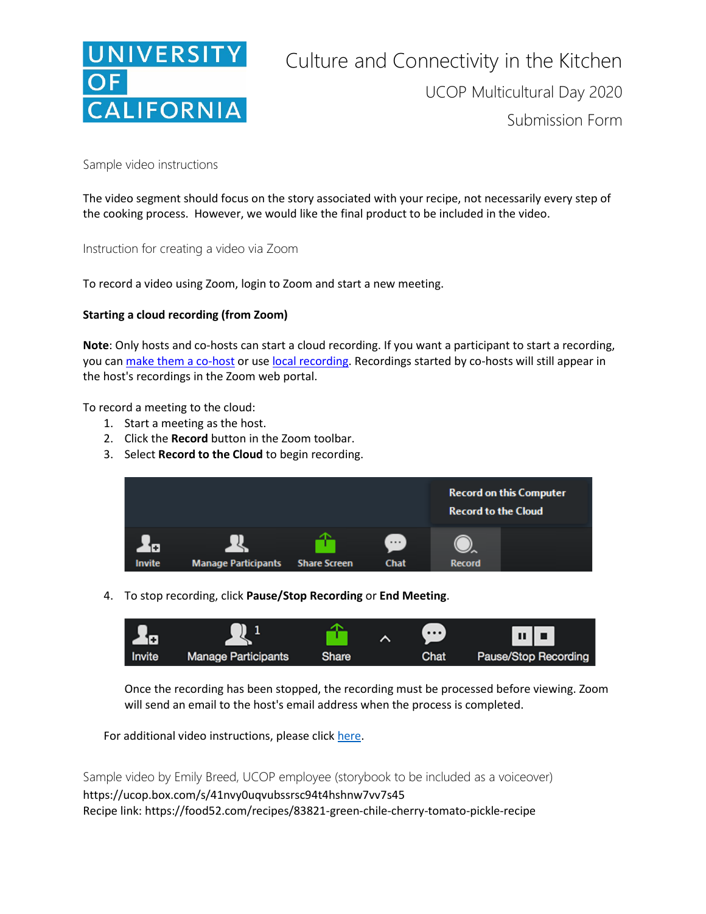UNIVERSITY OF CALIFORNIA

# Culture and Connectivity in the Kitchen

## UCOP Multicultural Day 2020

## Submission Form

### Sample video instructions

The video segment should focus on the story associated with your recipe, not necessarily every step of the cooking process. However, we would like the final product to be included in the video.

### Instruction for creating a video via Zoom

To record a video using Zoom, login to Zoom and start a new meeting.

**Starting a cloud recording (from Zoom)**

**Note**: Only hosts and co-hosts can start a cloud recording. If you want a participant to start a recording, you can make them a co-host or use local recording. Recordings started by co-hosts will still appear in the host's recordings in the Zoom web portal.

To record a meeting to the cloud:

1. Start a meeting as the host.
2. Click the **Record** button in the Zoom toolbar.
3. Select **Record to the Cloud** to begin recording.

Record on this Computer
Record to the Cloud
Invite
Manage Participants
Share Screen
Chat
Record

4. To stop recording, click **Pause/Stop Recording** or **End Meeting**.

Invite
Manage Participants 1
Share
Chat
Pause/Stop Recording

Once the recording has been stopped, the recording must be processed before viewing. Zoom will send an email to the host's email address when the process is completed.

For additional video instructions, please click here.

Sample video by Emily Breed, UCOP employee (storybook to be included as a voiceover)
https://ucop.box.com/s/41nvy0uqvubssrsc94t4hshnw7vv7s45
Recipe link: https://food52.com/recipes/83821-green-chile-cherry-tomato-pickle-recipe